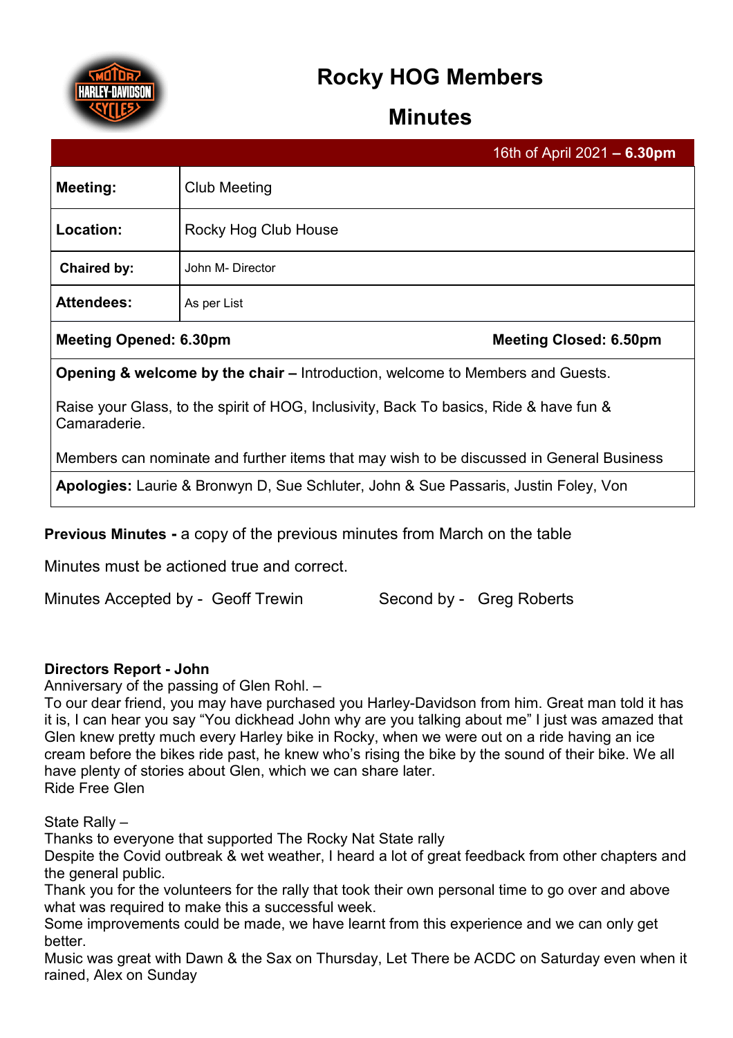# Rocky HOG Members

## Minutes

| 16th of April 2021 – **6.30pm** | |
|---|---|
| **Meeting:** | Club Meeting |
| **Location:** | Rocky Hog Club House |
| **Chaired by:** | John M- Director |
| **Attendees:** | As per List |
| **Meeting Opened: 6.30pm** | **Meeting Closed: 6.50pm** |

**Opening & welcome by the chair –** Introduction, welcome to Members and Guests.

Raise your Glass, to the spirit of HOG, Inclusivity, Back To basics, Ride & have fun & Camaraderie.

Members can nominate and further items that may wish to be discussed in General Business

**Apologies:** Laurie & Bronwyn D, Sue Schluter, John & Sue Passaris, Justin Foley, Von

**Previous Minutes -** a copy of the previous minutes from March on the table

Minutes must be actioned true and correct.

Minutes Accepted by - Geoff Trewin Second by - Greg Roberts

**Directors Report - John**

Anniversary of the passing of Glen Rohl. –

To our dear friend, you may have purchased you Harley-Davidson from him. Great man told it has it is, I can hear you say "You dickhead John why are you talking about me" I just was amazed that Glen knew pretty much every Harley bike in Rocky, when we were out on a ride having an ice cream before the bikes ride past, he knew who's rising the bike by the sound of their bike. We all have plenty of stories about Glen, which we can share later.

Ride Free Glen

State Rally –

Thanks to everyone that supported The Rocky Nat State rally

Despite the Covid outbreak & wet weather, I heard a lot of great feedback from other chapters and the general public.

Thank you for the volunteers for the rally that took their own personal time to go over and above what was required to make this a successful week.

Some improvements could be made, we have learnt from this experience and we can only get better.

Music was great with Dawn & the Sax on Thursday, Let There be ACDC on Saturday even when it rained, Alex on Sunday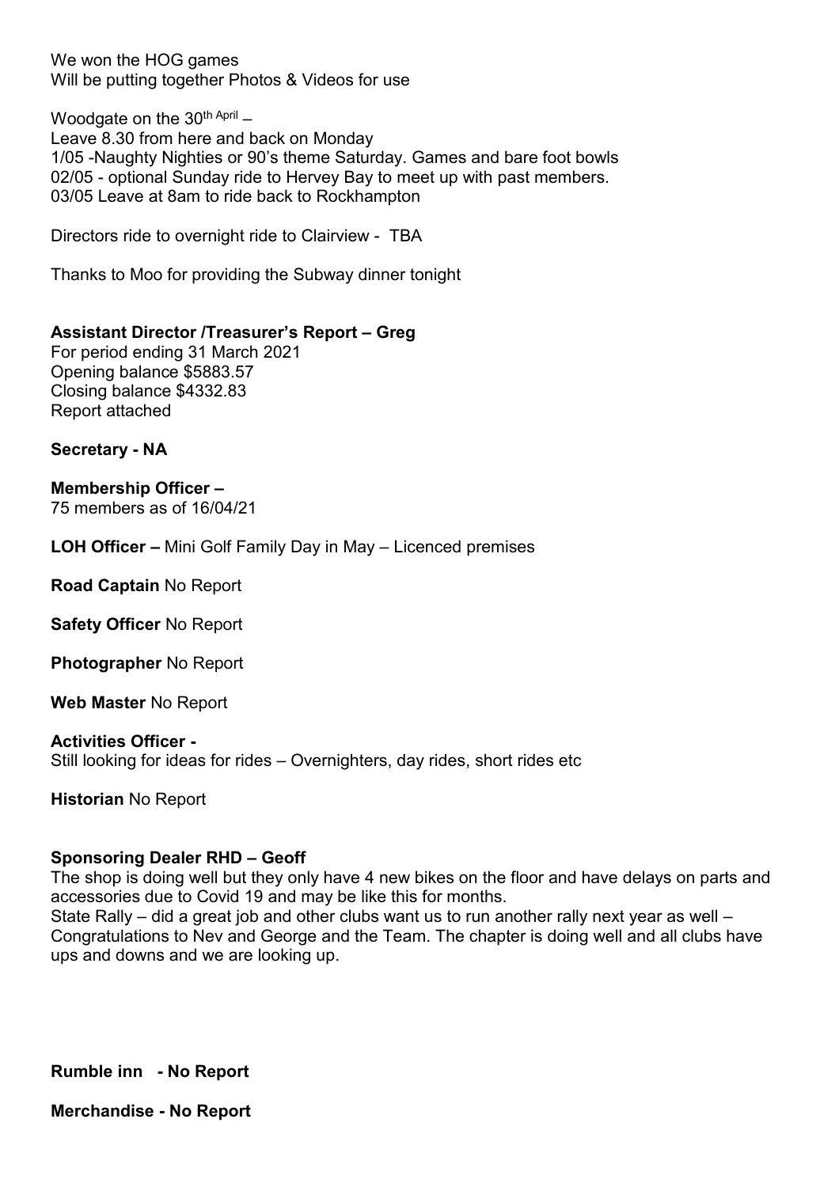We won the HOG games
Will be putting together Photos & Videos for use

Woodgate on the 30th April –
Leave 8.30 from here and back on Monday
1/05 -Naughty Nighties or 90's theme Saturday. Games and bare foot bowls
02/05 - optional Sunday ride to Hervey Bay to meet up with past members.
03/05 Leave at 8am to ride back to Rockhampton

Directors ride to overnight ride to Clairview - TBA

Thanks to Moo for providing the Subway dinner tonight

**Assistant Director /Treasurer's Report – Greg**
For period ending 31 March 2021
Opening balance $5883.57
Closing balance $4332.83
Report attached

**Secretary - NA**

**Membership Officer –**
75 members as of 16/04/21

**LOH Officer –** Mini Golf Family Day in May – Licenced premises

**Road Captain** No Report

**Safety Officer** No Report

**Photographer** No Report

**Web Master** No Report

**Activities Officer -**
Still looking for ideas for rides – Overnighters, day rides, short rides etc

**Historian** No Report

**Sponsoring Dealer RHD – Geoff**
The shop is doing well but they only have 4 new bikes on the floor and have delays on parts and accessories due to Covid 19 and may be like this for months.
State Rally – did a great job and other clubs want us to run another rally next year as well – Congratulations to Nev and George and the Team. The chapter is doing well and all clubs have ups and downs and we are looking up.

**Rumble inn - No Report**

**Merchandise - No Report**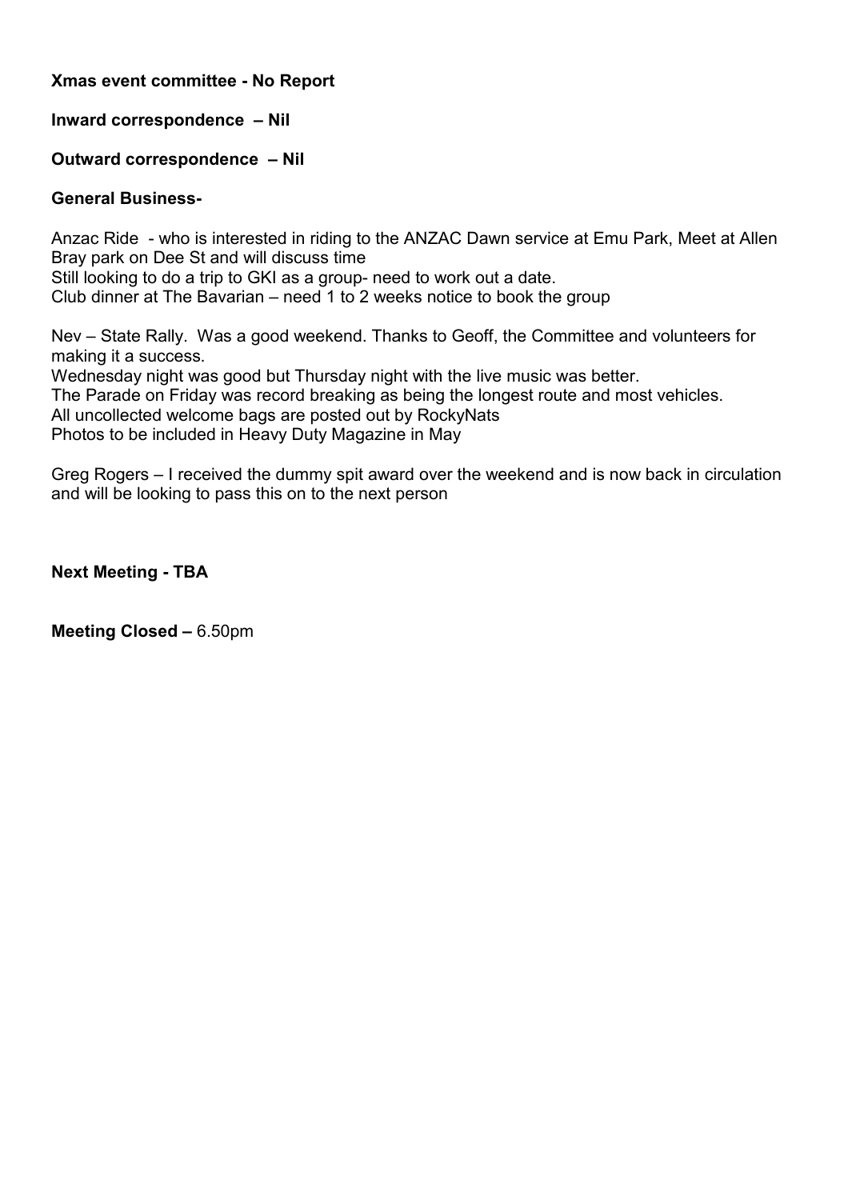**Xmas event committee - No Report**

**Inward correspondence – Nil**

**Outward correspondence – Nil**

**General Business-**

Anzac Ride - who is interested in riding to the ANZAC Dawn service at Emu Park, Meet at Allen Bray park on Dee St and will discuss time
Still looking to do a trip to GKI as a group- need to work out a date.
Club dinner at The Bavarian – need 1 to 2 weeks notice to book the group

Nev – State Rally. Was a good weekend. Thanks to Geoff, the Committee and volunteers for making it a success.
Wednesday night was good but Thursday night with the live music was better.
The Parade on Friday was record breaking as being the longest route and most vehicles.
All uncollected welcome bags are posted out by RockyNats
Photos to be included in Heavy Duty Magazine in May

Greg Rogers – I received the dummy spit award over the weekend and is now back in circulation and will be looking to pass this on to the next person

**Next Meeting - TBA**

**Meeting Closed –** 6.50pm